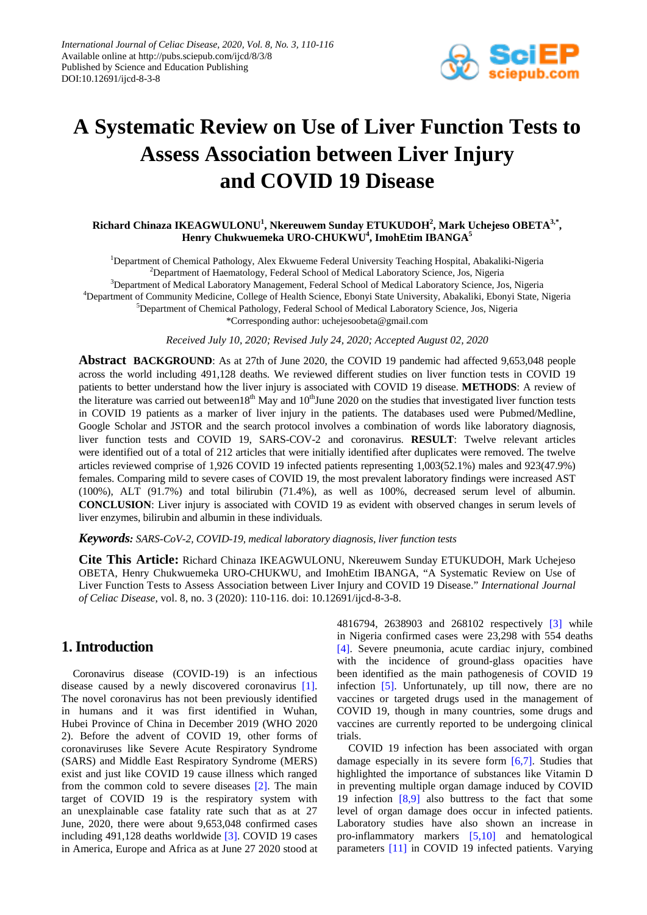# A Systematic Review on Use of Liver Function Tests to Assess Association between Liver Injury and COVID 19 Disease

**Richard Chinaza IKEAGWULONU[1], Nkereuwem Sunday ETUKUDOH[2], Mark Uchejeso OBETA[3,*], Henry Chukwuemeka URO-CHUKWU[4], ImohEtim IBANGA[5]**

[1]Department of Chemical Pathology, Alex Ekwueme Federal University Teaching Hospital, Abakaliki-Nigeria
[2]Department of Haematology, Federal School of Medical Laboratory Science, Jos, Nigeria
[3]Department of Medical Laboratory Management, Federal School of Medical Laboratory Science, Jos, Nigeria
[4]Department of Community Medicine, College of Health Science, Ebonyi State University, Abakaliki, Ebonyi State, Nigeria
[5]Department of Chemical Pathology, Federal School of Medical Laboratory Science, Jos, Nigeria
*Corresponding author: uchejesoobeta@gmail.com

*Received July 10, 2020; Revised July 24, 2020; Accepted August 02, 2020*

**Abstract BACKGROUND**: As at 27th of June 2020, the COVID 19 pandemic had affected 9,653,048 people across the world including 491,128 deaths. We reviewed different studies on liver function tests in COVID 19 patients to better understand how the liver injury is associated with COVID 19 disease. **METHODS**: A review of the literature was carried out between18th May and 10thJune 2020 on the studies that investigated liver function tests in COVID 19 patients as a marker of liver injury in the patients. The databases used were Pubmed/Medline, Google Scholar and JSTOR and the search protocol involves a combination of words like laboratory diagnosis, liver function tests and COVID 19, SARS-COV-2 and coronavirus. **RESULT**: Twelve relevant articles were identified out of a total of 212 articles that were initially identified after duplicates were removed. The twelve articles reviewed comprise of 1,926 COVID 19 infected patients representing 1,003(52.1%) males and 923(47.9%) females. Comparing mild to severe cases of COVID 19, the most prevalent laboratory findings were increased AST (100%), ALT (91.7%) and total bilirubin (71.4%), as well as 100%, decreased serum level of albumin. **CONCLUSION**: Liver injury is associated with COVID 19 as evident with observed changes in serum levels of liver enzymes, bilirubin and albumin in these individuals.

***Keywords:*** *SARS-CoV-2, COVID-19, medical laboratory diagnosis, liver function tests*

**Cite This Article:** Richard Chinaza IKEAGWULONU, Nkereuwem Sunday ETUKUDOH, Mark Uchejeso OBETA, Henry Chukwuemeka URO-CHUKWU, and ImohEtim IBANGA, "A Systematic Review on Use of Liver Function Tests to Assess Association between Liver Injury and COVID 19 Disease." *International Journal of Celiac Disease*, vol. 8, no. 3 (2020): 110-116. doi: 10.12691/ijcd-8-3-8.

## 1. Introduction

Coronavirus disease (COVID-19) is an infectious disease caused by a newly discovered coronavirus [1]. The novel coronavirus has not been previously identified in humans and it was first identified in Wuhan, Hubei Province of China in December 2019 (WHO 2020 2). Before the advent of COVID 19, other forms of coronaviruses like Severe Acute Respiratory Syndrome (SARS) and Middle East Respiratory Syndrome (MERS) exist and just like COVID 19 cause illness which ranged from the common cold to severe diseases [2]. The main target of COVID 19 is the respiratory system with an unexplainable case fatality rate such that as at 27 June, 2020, there were about 9,653,048 confirmed cases including 491,128 deaths worldwide [3]. COVID 19 cases in America, Europe and Africa as at June 27 2020 stood at 4816794, 2638903 and 268102 respectively [3] while in Nigeria confirmed cases were 23,298 with 554 deaths [4]. Severe pneumonia, acute cardiac injury, combined with the incidence of ground-glass opacities have been identified as the main pathogenesis of COVID 19 infection [5]. Unfortunately, up till now, there are no vaccines or targeted drugs used in the management of COVID 19, though in many countries, some drugs and vaccines are currently reported to be undergoing clinical trials.

COVID 19 infection has been associated with organ damage especially in its severe form [6,7]. Studies that highlighted the importance of substances like Vitamin D in preventing multiple organ damage induced by COVID 19 infection [8,9] also buttress to the fact that some level of organ damage does occur in infected patients. Laboratory studies have also shown an increase in pro-inflammatory markers [5,10] and hematological parameters [11] in COVID 19 infected patients. Varying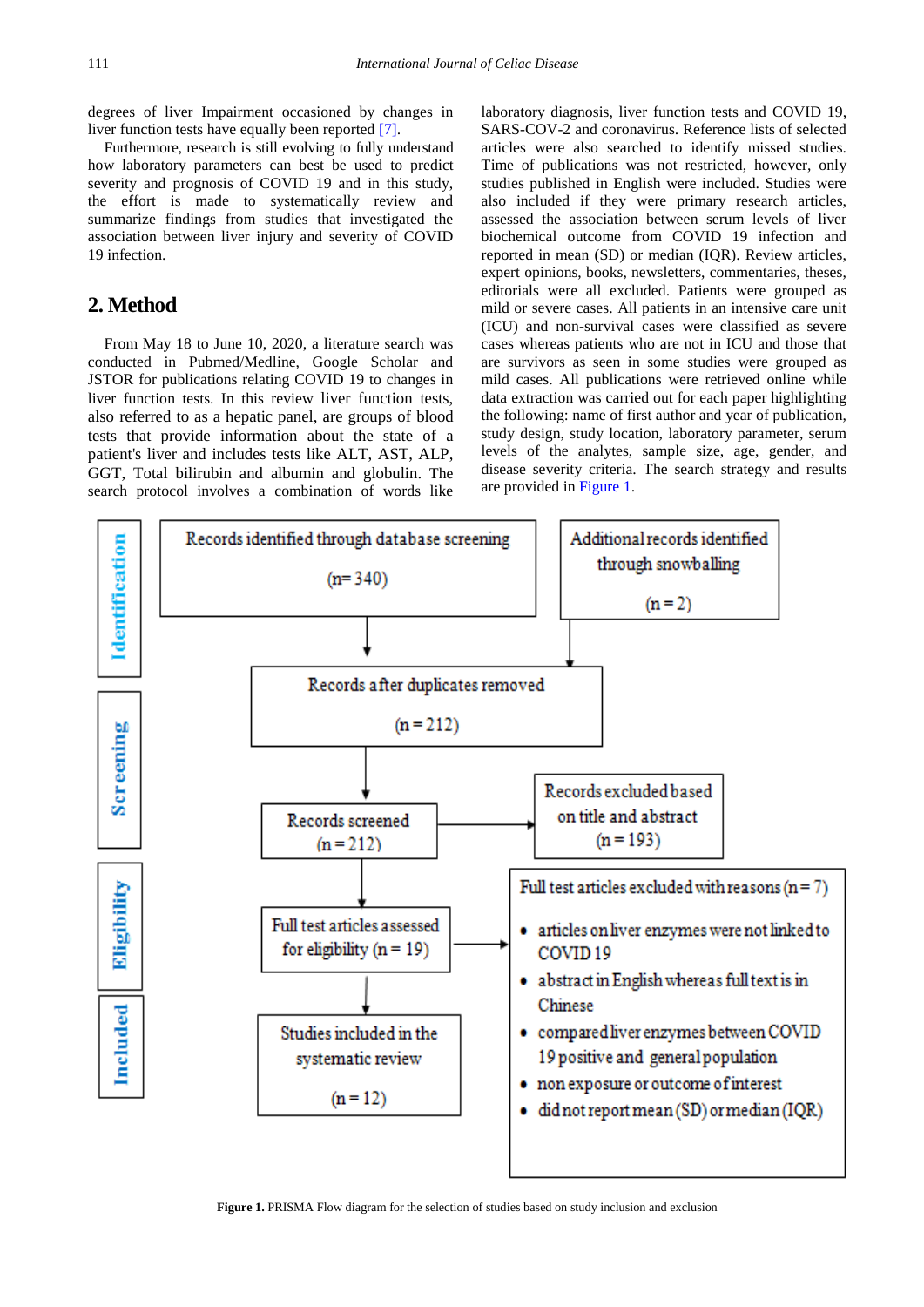degrees of liver Impairment occasioned by changes in liver function tests have equally been reported [7].

Furthermore, research is still evolving to fully understand how laboratory parameters can best be used to predict severity and prognosis of COVID 19 and in this study, the effort is made to systematically review and summarize findings from studies that investigated the association between liver injury and severity of COVID 19 infection.

## 2. Method

From May 18 to June 10, 2020, a literature search was conducted in Pubmed/Medline, Google Scholar and JSTOR for publications relating COVID 19 to changes in liver function tests. In this review liver function tests, also referred to as a hepatic panel, are groups of blood tests that provide information about the state of a patient's liver and includes tests like ALT, AST, ALP, GGT, Total bilirubin and albumin and globulin. The search protocol involves a combination of words like laboratory diagnosis, liver function tests and COVID 19, SARS-COV-2 and coronavirus. Reference lists of selected articles were also searched to identify missed studies. Time of publications was not restricted, however, only studies published in English were included. Studies were also included if they were primary research articles, assessed the association between serum levels of liver biochemical outcome from COVID 19 infection and reported in mean (SD) or median (IQR). Review articles, expert opinions, books, newsletters, commentaries, theses, editorials were all excluded. Patients were grouped as mild or severe cases. All patients in an intensive care unit (ICU) and non-survival cases were classified as severe cases whereas patients who are not in ICU and those that are survivors as seen in some studies were grouped as mild cases. All publications were retrieved online while data extraction was carried out for each paper highlighting the following: name of first author and year of publication, study design, study location, laboratory parameter, serum levels of the analytes, sample size, age, gender, and disease severity criteria. The search strategy and results are provided in Figure 1.

**Identification**

Records identified through database screening (n= 340)

Additional records identified through snowballing (n = 2)

Records after duplicates removed (n = 212)

**Screening**

Records screened (n = 212)

Records excluded based on title and abstract (n = 193)

**Eligibility**

Full test articles assessed for eligibility (n = 19)

Full test articles excluded with reasons (n = 7)

- articles on liver enzymes were not linked to COVID 19
- abstract in English whereas full text is in Chinese
- compared liver enzymes between COVID 19 positive and general population
- non exposure or outcome of interest
- did not report mean (SD) or median (IQR)

**Included**

Studies included in the systematic review (n = 12)

**Figure 1.** PRISMA Flow diagram for the selection of studies based on study inclusion and exclusion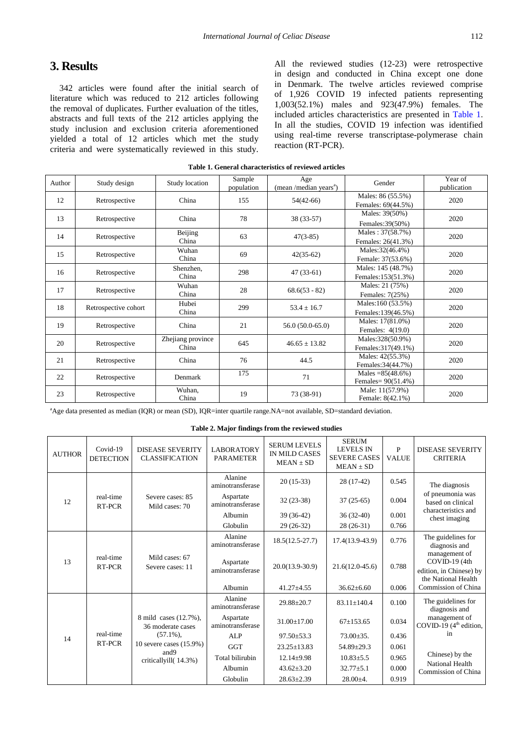## 3. Results

342 articles were found after the initial search of literature which was reduced to 212 articles following the removal of duplicates. Further evaluation of the titles, abstracts and full texts of the 212 articles applying the study inclusion and exclusion criteria aforementioned yielded a total of 12 articles which met the study criteria and were systematically reviewed in this study.

All the reviewed studies (12-23) were retrospective in design and conducted in China except one done in Denmark. The twelve articles reviewed comprise of 1,926 COVID 19 infected patients representing 1,003(52.1%) males and 923(47.9%) females. The included articles characteristics are presented in Table 1. In all the studies, COVID 19 infection was identified using real-time reverse transcriptase-polymerase chain reaction (RT-PCR).

**Table 1. General characteristics of reviewed articles**

| Author | Study design | Study location | Sample population | Age (mean /median years[a]) | Gender | Year of publication |
|---|---|---|---|---|---|---|
| 12 | Retrospective | China | 155 | 54(42-66) | Males: 86 (55.5%) Females: 69(44.5%) | 2020 |
| 13 | Retrospective | China | 78 | 38 (33-57) | Males: 39(50%) Females:39(50%) | 2020 |
| 14 | Retrospective | Beijing China | 63 | 47(3-85) | Males : 37(58.7%) Females: 26(41.3%) | 2020 |
| 15 | Retrospective | Wuhan China | 69 | 42(35-62) | Males:32(46.4%) Female: 37(53.6%) | 2020 |
| 16 | Retrospective | Shenzhen, China | 298 | 47 (33-61) | Males: 145 (48.7%) Females:153(51.3%) | 2020 |
| 17 | Retrospective | Wuhan China | 28 | 68.6(53 - 82) | Males: 21 (75%) Females: 7(25%) | 2020 |
| 18 | Retrospective cohort | Hubei China | 299 | 53.4 ± 16.7 | Males:160 (53.5%) Females:139(46.5%) | 2020 |
| 19 | Retrospective | China | 21 | 56.0 (50.0-65.0) | Males: 17(81.0%) Females: 4(19.0) | 2020 |
| 20 | Retrospective | Zhejiang province China | 645 | 46.65 ± 13.82 | Males:328(50.9%) Females:317(49.1%) | 2020 |
| 21 | Retrospective | China | 76 | 44.5 | Males: 42(55.3%) Females:34(44.7%) | 2020 |
| 22 | Retrospective | Denmark | 175 | 71 | Males =85(48.6%) Females= 90(51.4%) | 2020 |
| 23 | Retrospective | Wuhan, China | 19 | 73 (38-91) | Male: 11(57.9%) Female: 8(42.1%) | 2020 |

[a]Age data presented as median (IQR) or mean (SD), IQR=inter quartile range.NA=not available, SD=standard deviation.

**Table 2. Major findings from the reviewed studies**

| AUTHOR | Covid-19 DETECTION | DISEASE SEVERITY CLASSIFICATION | LABORATORY PARAMETER | SERUM LEVELS IN MILD CASES MEAN ± SD | SERUM LEVELS IN SEVERE CASES MEAN ± SD | P VALUE | DISEASE SEVERITY CRITERIA |
|---|---|---|---|---|---|---|---|
| 12 | real-time RT-PCR | Severe cases: 85 Mild cases: 70 | Alanine aminotransferase | 20 (15-33) | 28 (17-42) | 0.545 | The diagnosis of pneumonia was based on clinical characteristics and chest imaging |
| | | | Aspartate aminotransferase | 32 (23-38) | 37 (25-65) | 0.004 | |
| | | | Albumin | 39 (36-42) | 36 (32-40) | 0.001 | |
| | | | Globulin | 29 (26-32) | 28 (26-31) | 0.766 | |
| 13 | real-time RT-PCR | Mild cases: 67 Severe cases: 11 | Alanine aminotransferase | 18.5(12.5-27.7) | 17.4(13.9-43.9) | 0.776 | The guidelines for diagnosis and management of COVID-19 (4th edition, in Chinese) by the National Health Commission of China |
| | | | Aspartate aminotransferase | 20.0(13.9-30.9) | 21.6(12.0-45.6) | 0.788 | |
| | | | Albumin | 41.27±4.55 | 36.62±6.60 | 0.006 | |
| 14 | real-time RT-PCR | 8 mild cases (12.7%), 36 moderate cases (57.1%), 10 severe cases (15.9%) and9 criticallyill( 14.3%) | Alanine aminotransferase | 29.88±20.7 | 83.11±140.4 | 0.100 | The guidelines for diagnosis and management of COVID-19 (4[th] edition, in Chinese) by the National Health Commission of China |
| | | | Aspartate aminotransferase | 31.00±17.00 | 67±153.65 | 0.034 | |
| | | | ALP | 97.50±53.3 | 73.00±35. | 0.436 | |
| | | | GGT | 23.25±13.83 | 54.89±29.3 | 0.061 | |
| | | | Total bilirubin | 12.14±9.98 | 10.83±5.5 | 0.965 | |
| | | | Albumin | 43.62±3.20 | 32.77±5.1 | 0.000 | |
| | | | Globulin | 28.63±2.39 | 28.00±4. | 0.919 | |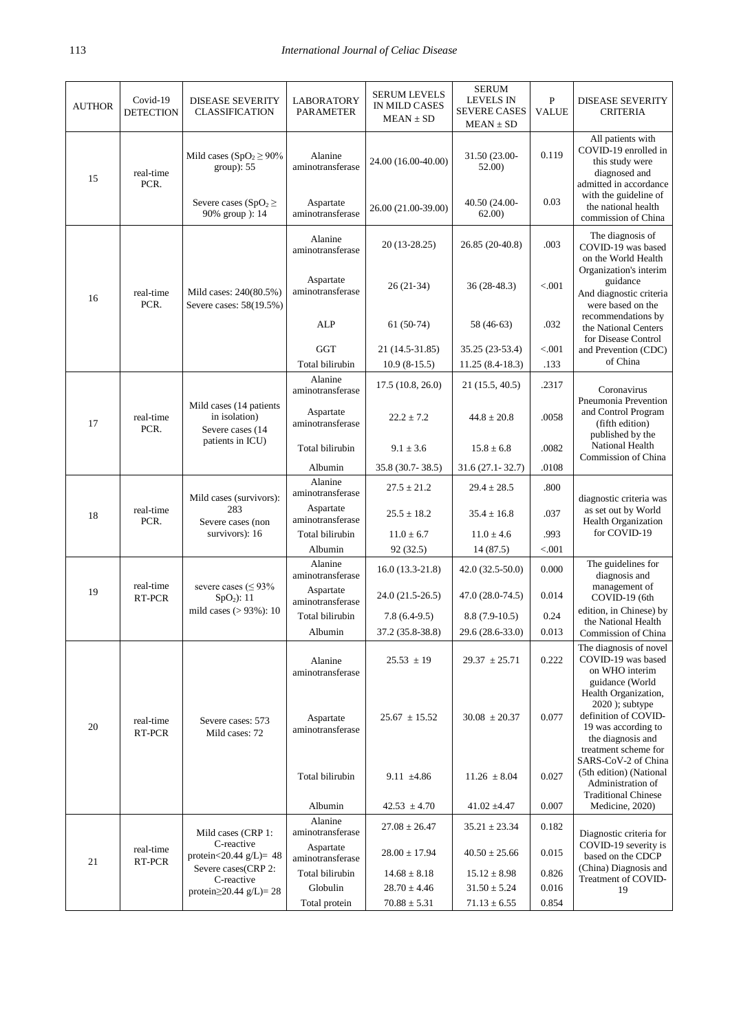| AUTHOR | Covid-19 DETECTION | DISEASE SEVERITY CLASSIFICATION | LABORATORY PARAMETER | SERUM LEVELS IN MILD CASES MEAN ± SD | SERUM LEVELS IN SEVERE CASES MEAN ± SD | P VALUE | DISEASE SEVERITY CRITERIA |
|---|---|---|---|---|---|---|---|
| 15 | real-time PCR. | Mild cases ($SpO_2 \geq 90\%$ group): 55 | Alanine aminotransferase | 24.00 (16.00-40.00) | 31.50 (23.00-52.00) | 0.119 | All patients with COVID-19 enrolled in this study were diagnosed and admitted in accordance with the guideline of the national health commission of China |
| | | Severe cases ($SpO_2 \geq$ 90% group ): 14 | Aspartate aminotransferase | 26.00 (21.00-39.00) | 40.50 (24.00-62.00) | 0.03 | |
| 16 | real-time PCR. | Mild cases: 240(80.5%) Severe cases: 58(19.5%) | Alanine aminotransferase | 20 (13-28.25) | 26.85 (20-40.8) | .003 | The diagnosis of COVID-19 was based on the World Health Organization's interim guidance And diagnostic criteria were based on the recommendations by the National Centers for Disease Control and Prevention (CDC) of China |
| | | | Aspartate aminotransferase | 26 (21-34) | 36 (28-48.3) | <.001 | |
| | | | ALP | 61 (50-74) | 58 (46-63) | .032 | |
| | | | GGT | 21 (14.5-31.85) | 35.25 (23-53.4) | <.001 | |
| | | | Total bilirubin | 10.9 (8-15.5) | 11.25 (8.4-18.3) | .133 | |
| 17 | real-time PCR. | Mild cases (14 patients in isolation) Severe cases (14 patients in ICU) | Alanine aminotransferase | 17.5 (10.8, 26.0) | 21 (15.5, 40.5) | .2317 | Coronavirus Pneumonia Prevention and Control Program (fifth edition) published by the National Health Commission of China |
| | | | Aspartate aminotransferase | 22.2 ± 7.2 | 44.8 ± 20.8 | .0058 | |
| | | | Total bilirubin | 9.1 ± 3.6 | 15.8 ± 6.8 | .0082 | |
| | | | Albumin | 35.8 (30.7- 38.5) | 31.6 (27.1- 32.7) | .0108 | |
| 18 | real-time PCR. | Mild cases (survivors): 283 Severe cases (non survivors): 16 | Alanine aminotransferase | 27.5 ± 21.2 | 29.4 ± 28.5 | .800 | diagnostic criteria was as set out by World Health Organization for COVID-19 |
| | | | Aspartate aminotransferase | 25.5 ± 18.2 | 35.4 ± 16.8 | .037 | |
| | | | Total bilirubin | 11.0 ± 6.7 | 11.0 ± 4.6 | .993 | |
| | | | Albumin | 92 (32.5) | 14 (87.5) | <.001 | |
| 19 | real-time RT-PCR | severe cases ($\leq 93\%$ $SpO_2$): 11 mild cases ($> 93\%$): 10 | Alanine aminotransferase | 16.0 (13.3-21.8) | 42.0 (32.5-50.0) | 0.000 | The guidelines for diagnosis and management of COVID-19 (6th edition, in Chinese) by the National Health Commission of China |
| | | | Aspartate aminotransferase | 24.0 (21.5-26.5) | 47.0 (28.0-74.5) | 0.014 | |
| | | | Total bilirubin | 7.8 (6.4-9.5) | 8.8 (7.9-10.5) | 0.24 | |
| | | | Albumin | 37.2 (35.8-38.8) | 29.6 (28.6-33.0) | 0.013 | |
| 20 | real-time RT-PCR | Severe cases: 573 Mild cases: 72 | Alanine aminotransferase | 25.53 ± 19 | 29.37 ± 25.71 | 0.222 | The diagnosis of novel COVID-19 was based on WHO interim guidance (World Health Organization, 2020 ); subtype definition of COVID-19 was according to the diagnosis and treatment scheme for SARS-CoV-2 of China (5th edition) (National Administration of Traditional Chinese Medicine, 2020) |
| | | | Aspartate aminotransferase | 25.67 ± 15.52 | 30.08 ± 20.37 | 0.077 | |
| | | | Total bilirubin | 9.11 ±4.86 | 11.26 ± 8.04 | 0.027 | |
| | | | Albumin | 42.53 ± 4.70 | 41.02 ±4.47 | 0.007 | |
| 21 | real-time RT-PCR | Mild cases (CRP 1: C-reactive protein<20.44 g/L)= 48 Severe cases(CRP 2: C-reactive protein≥20.44 g/L)= 28 | Alanine aminotransferase | 27.08 ± 26.47 | 35.21 ± 23.34 | 0.182 | Diagnostic criteria for COVID-19 severity is based on the CDCP (China) Diagnosis and Treatment of COVID-19 |
| | | | Aspartate aminotransferase | 28.00 ± 17.94 | 40.50 ± 25.66 | 0.015 | |
| | | | Total bilirubin | 14.68 ± 8.18 | 15.12 ± 8.98 | 0.826 | |
| | | | Globulin | 28.70 ± 4.46 | 31.50 ± 5.24 | 0.016 | |
| | | | Total protein | 70.88 ± 5.31 | 71.13 ± 6.55 | 0.854 | |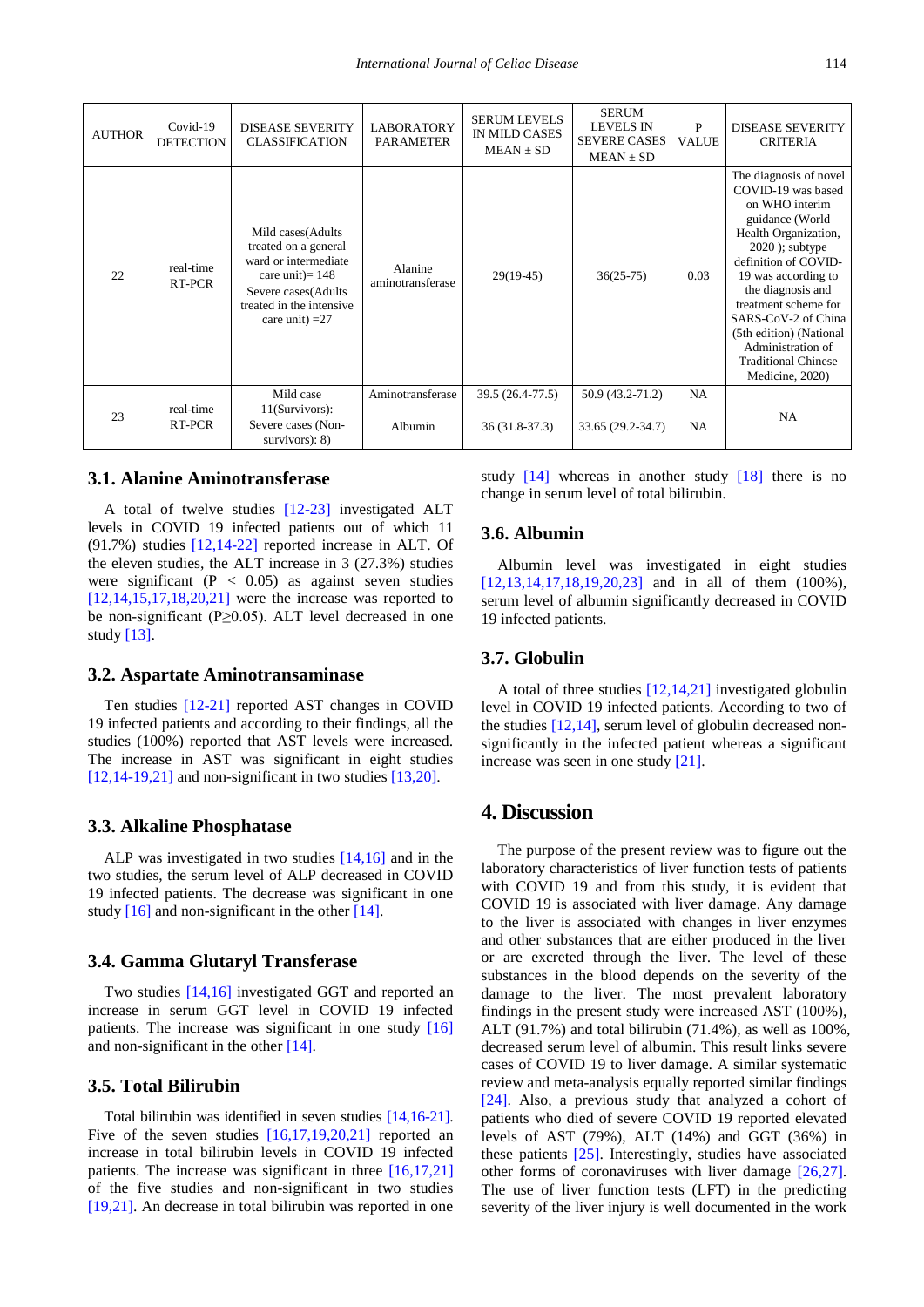| AUTHOR | Covid-19 DETECTION | DISEASE SEVERITY CLASSIFICATION | LABORATORY PARAMETER | SERUM LEVELS IN MILD CASES MEAN ± SD | SERUM LEVELS IN SEVERE CASES MEAN ± SD | P VALUE | DISEASE SEVERITY CRITERIA |
|---|---|---|---|---|---|---|---|
| 22 | real-time RT-PCR | Mild cases(Adults treated on a general ward or intermediate care unit)= 148 Severe cases(Adults treated in the intensive care unit) =27 | Alanine aminotransferase | 29(19-45) | 36(25-75) | 0.03 | The diagnosis of novel COVID-19 was based on WHO interim guidance (World Health Organization, 2020 ); subtype definition of COVID-19 was according to the diagnosis and treatment scheme for SARS-CoV-2 of China (5th edition) (National Administration of Traditional Chinese Medicine, 2020) |
| 23 | real-time RT-PCR | Mild case 11(Survivors): Severe cases (Non-survivors): 8) | Aminotransferase<br>Albumin | 39.5 (26.4-77.5)<br>36 (31.8-37.3) | 50.9 (43.2-71.2)<br>33.65 (29.2-34.7) | NA<br>NA | NA |

### 3.1. Alanine Aminotransferase

A total of twelve studies [12-23] investigated ALT levels in COVID 19 infected patients out of which 11 (91.7%) studies [12,14-22] reported increase in ALT. Of the eleven studies, the ALT increase in 3 (27.3%) studies were significant ($P < 0.05$) as against seven studies [12,14,15,17,18,20,21] were the increase was reported to be non-significant ($P \geq 0.05$). ALT level decreased in one study [13].

### 3.2. Aspartate Aminotransaminase

Ten studies [12-21] reported AST changes in COVID 19 infected patients and according to their findings, all the studies (100%) reported that AST levels were increased. The increase in AST was significant in eight studies [12,14-19,21] and non-significant in two studies [13,20].

### 3.3. Alkaline Phosphatase

ALP was investigated in two studies [14,16] and in the two studies, the serum level of ALP decreased in COVID 19 infected patients. The decrease was significant in one study [16] and non-significant in the other [14].

### 3.4. Gamma Glutaryl Transferase

Two studies [14,16] investigated GGT and reported an increase in serum GGT level in COVID 19 infected patients. The increase was significant in one study [16] and non-significant in the other [14].

### 3.5. Total Bilirubin

Total bilirubin was identified in seven studies [14,16-21]. Five of the seven studies [16,17,19,20,21] reported an increase in total bilirubin levels in COVID 19 infected patients. The increase was significant in three [16,17,21] of the five studies and non-significant in two studies [19,21]. An decrease in total bilirubin was reported in one study [14] whereas in another study [18] there is no change in serum level of total bilirubin.

### 3.6. Albumin

Albumin level was investigated in eight studies [12,13,14,17,18,19,20,23] and in all of them (100%), serum level of albumin significantly decreased in COVID 19 infected patients.

### 3.7. Globulin

A total of three studies [12,14,21] investigated globulin level in COVID 19 infected patients. According to two of the studies [12,14], serum level of globulin decreased non-significantly in the infected patient whereas a significant increase was seen in one study [21].

## 4. Discussion

The purpose of the present review was to figure out the laboratory characteristics of liver function tests of patients with COVID 19 and from this study, it is evident that COVID 19 is associated with liver damage. Any damage to the liver is associated with changes in liver enzymes and other substances that are either produced in the liver or are excreted through the liver. The level of these substances in the blood depends on the severity of the damage to the liver. The most prevalent laboratory findings in the present study were increased AST (100%), ALT (91.7%) and total bilirubin (71.4%), as well as 100%, decreased serum level of albumin. This result links severe cases of COVID 19 to liver damage. A similar systematic review and meta-analysis equally reported similar findings [24]. Also, a previous study that analyzed a cohort of patients who died of severe COVID 19 reported elevated levels of AST (79%), ALT (14%) and GGT (36%) in these patients [25]. Interestingly, studies have associated other forms of coronaviruses with liver damage [26,27]. The use of liver function tests (LFT) in the predicting severity of the liver injury is well documented in the work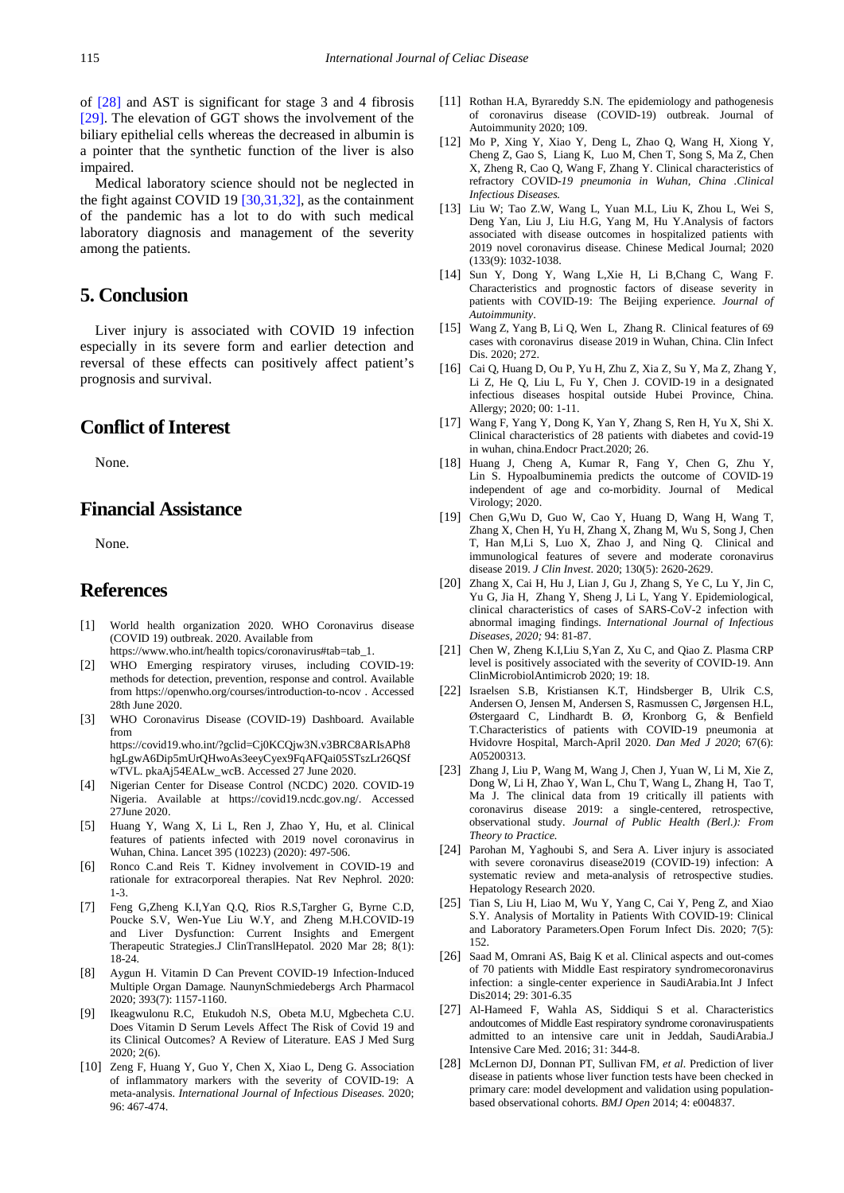of [28] and AST is significant for stage 3 and 4 fibrosis [29]. The elevation of GGT shows the involvement of the biliary epithelial cells whereas the decreased in albumin is a pointer that the synthetic function of the liver is also impaired.

Medical laboratory science should not be neglected in the fight against COVID 19 [30,31,32], as the containment of the pandemic has a lot to do with such medical laboratory diagnosis and management of the severity among the patients.

## 5. Conclusion

Liver injury is associated with COVID 19 infection especially in its severe form and earlier detection and reversal of these effects can positively affect patient's prognosis and survival.

## Conflict of Interest

None.

## Financial Assistance

None.

## References

[1] World health organization 2020. WHO Coronavirus disease (COVID 19) outbreak. 2020. Available from https://www.who.int/health topics/coronavirus#tab=tab_1.

[2] WHO Emerging respiratory viruses, including COVID-19: methods for detection, prevention, response and control. Available from https://openwho.org/courses/introduction-to-ncov . Accessed 28th June 2020.

[3] WHO Coronavirus Disease (COVID-19) Dashboard. Available from https://covid19.who.int/?gclid=Cj0KCQjw3N.v3BRC8ARIsAPh8hgLgwA6Dip5mUrQHwoAs3eeyCyex9FqAFQai05STszLr26QSfwTVL. pkaAj54EALw_wcB. Accessed 27 June 2020.

[4] Nigerian Center for Disease Control (NCDC) 2020. COVID-19 Nigeria. Available at https://covid19.ncdc.gov.ng/. Accessed 27June 2020.

[5] Huang Y, Wang X, Li L, Ren J, Zhao Y, Hu, et al. Clinical features of patients infected with 2019 novel coronavirus in Wuhan, China. Lancet 395 (10223) (2020): 497-506.

[6] Ronco C.and Reis T. Kidney involvement in COVID-19 and rationale for extracorporeal therapies. Nat Rev Nephrol. 2020: 1-3.

[7] Feng G,Zheng K.I,Yan Q.Q, Rios R.S,Targher G, Byrne C.D, Poucke S.V, Wen-Yue Liu W.Y, and Zheng M.H.COVID-19 and Liver Dysfunction: Current Insights and Emergent Therapeutic Strategies.J ClinTranslHepatol. 2020 Mar 28; 8(1): 18-24.

[8] Aygun H. Vitamin D Can Prevent COVID-19 Infection-Induced Multiple Organ Damage. NaunynSchmiedebergs Arch Pharmacol 2020; 393(7): 1157-1160.

[9] Ikeagwulonu R.C, Etukudoh N.S, Obeta M.U, Mgbecheta C.U. Does Vitamin D Serum Levels Affect The Risk of Covid 19 and its Clinical Outcomes? A Review of Literature. EAS J Med Surg 2020; 2(6).

[10] Zeng F, Huang Y, Guo Y, Chen X, Xiao L, Deng G. Association of inflammatory markers with the severity of COVID-19: A meta-analysis. *International Journal of Infectious Diseases.* 2020; 96: 467-474.

[11] Rothan H.A, Byrareddy S.N. The epidemiology and pathogenesis of coronavirus disease (COVID-19) outbreak. Journal of Autoimmunity 2020; 109.

[12] Mo P, Xing Y, Xiao Y, Deng L, Zhao Q, Wang H, Xiong Y, Cheng Z, Gao S, Liang K, Luo M, Chen T, Song S, Ma Z, Chen X, Zheng R, Cao Q, Wang F, Zhang Y. Clinical characteristics of refractory COVID*-19 pneumonia in Wuhan, China .Clinical Infectious Diseases.*

[13] Liu W; Tao Z.W, Wang L, Yuan M.L, Liu K, Zhou L, Wei S, Deng Yan, Liu J, Liu H.G, Yang M, Hu Y.Analysis of factors associated with disease outcomes in hospitalized patients with 2019 novel coronavirus disease. Chinese Medical Journal; 2020 (133(9): 1032-1038.

[14] Sun Y, Dong Y, Wang L,Xie H, Li B,Chang C, Wang F. Characteristics and prognostic factors of disease severity in patients with COVID-19: The Beijing experience. *Journal of Autoimmunity*.

[15] Wang Z, Yang B, Li Q, Wen L, Zhang R. Clinical features of 69 cases with coronavirus disease 2019 in Wuhan, China. Clin Infect Dis. 2020; 272.

[16] Cai Q, Huang D, Ou P, Yu H, Zhu Z, Xia Z, Su Y, Ma Z, Zhang Y, Li Z, He Q, Liu L, Fu Y, Chen J. COVID-19 in a designated infectious diseases hospital outside Hubei Province, China. Allergy; 2020; 00: 1-11.

[17] Wang F, Yang Y, Dong K, Yan Y, Zhang S, Ren H, Yu X, Shi X. Clinical characteristics of 28 patients with diabetes and covid-19 in wuhan, china.Endocr Pract.2020; 26.

[18] Huang J, Cheng A, Kumar R, Fang Y, Chen G, Zhu Y, Lin S. Hypoalbuminemia predicts the outcome of COVID-19 independent of age and co-morbidity. Journal of Medical Virology; 2020.

[19] Chen G,Wu D, Guo W, Cao Y, Huang D, Wang H, Wang T, Zhang X, Chen H, Yu H, Zhang X, Zhang M, Wu S, Song J, Chen T, Han M,Li S, Luo X, Zhao J, and Ning Q. Clinical and immunological features of severe and moderate coronavirus disease 2019. *J Clin Invest*. 2020; 130(5): 2620-2629.

[20] Zhang X, Cai H, Hu J, Lian J, Gu J, Zhang S, Ye C, Lu Y, Jin C, Yu G, Jia H, Zhang Y, Sheng J, Li L, Yang Y. Epidemiological, clinical characteristics of cases of SARS-CoV-2 infection with abnormal imaging findings. *International Journal of Infectious Diseases, 2020;* 94: 81-87.

[21] Chen W, Zheng K.I,Liu S,Yan Z, Xu C, and Qiao Z. Plasma CRP level is positively associated with the severity of COVID-19. Ann ClinMicrobiolAntimicrob 2020; 19: 18.

[22] Israelsen S.B, Kristiansen K.T, Hindsberger B, Ulrik C.S, Andersen O, Jensen M, Andersen S, Rasmussen C, Jørgensen H.L, Østergaard C, Lindhardt B. Ø, Kronborg G, & Benfield T.Characteristics of patients with COVID-19 pneumonia at Hvidovre Hospital, March-April 2020. *Dan Med J 2020*; 67(6): A05200313.

[23] Zhang J, Liu P, Wang M, Wang J, Chen J, Yuan W, Li M, Xie Z, Dong W, Li H, Zhao Y, Wan L, Chu T, Wang L, Zhang H, Tao T, Ma J. The clinical data from 19 critically ill patients with coronavirus disease 2019: a single-centered, retrospective, observational study. *Journal of Public Health (Berl.): From Theory to Practice.*

[24] Parohan M, Yaghoubi S, and Sera A. Liver injury is associated with severe coronavirus disease2019 (COVID-19) infection: A systematic review and meta-analysis of retrospective studies. Hepatology Research 2020.

[25] Tian S, Liu H, Liao M, Wu Y, Yang C, Cai Y, Peng Z, and Xiao S.Y. Analysis of Mortality in Patients With COVID-19: Clinical and Laboratory Parameters.Open Forum Infect Dis. 2020; 7(5): 152.

[26] Saad M, Omrani AS, Baig K et al. Clinical aspects and out-comes of 70 patients with Middle East respiratory syndromecoronavirus infection: a single-center experience in SaudiArabia.Int J Infect Dis2014; 29: 301-6.35

[27] Al-Hameed F, Wahla AS, Siddiqui S et al. Characteristics andoutcomes of Middle East respiratory syndrome coronaviruspatients admitted to an intensive care unit in Jeddah, SaudiArabia.J Intensive Care Med. 2016; 31: 344-8.

[28] McLernon DJ, Donnan PT, Sullivan FM, *et al.* Prediction of liver disease in patients whose liver function tests have been checked in primary care: model development and validation using population-based observational cohorts. *BMJ Open* 2014; 4: e004837.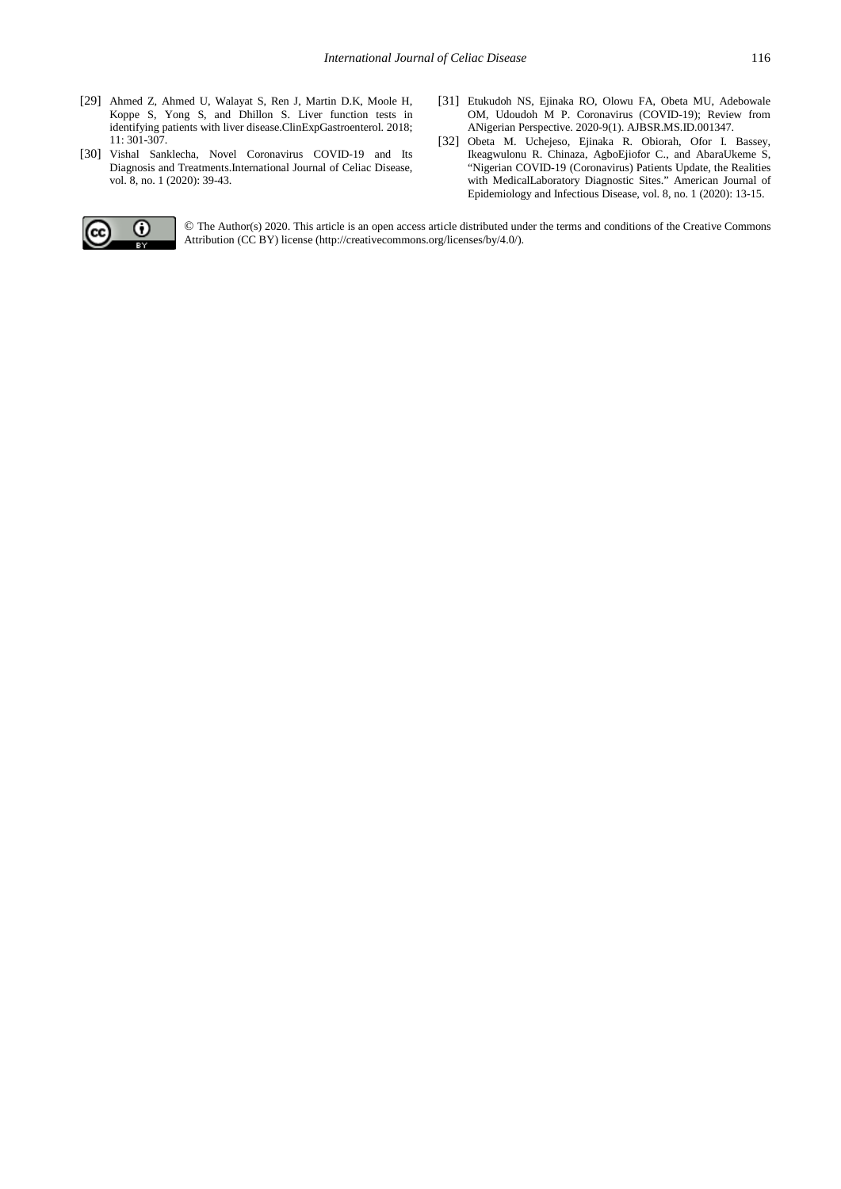[29] Ahmed Z, Ahmed U, Walayat S, Ren J, Martin D.K, Moole H, Koppe S, Yong S, and Dhillon S. Liver function tests in identifying patients with liver disease.ClinExpGastroenterol. 2018; 11: 301-307.

[30] Vishal Sanklecha, Novel Coronavirus COVID-19 and Its Diagnosis and Treatments.International Journal of Celiac Disease, vol. 8, no. 1 (2020): 39-43.

[31] Etukudoh NS, Ejinaka RO, Olowu FA, Obeta MU, Adebowale OM, Udoudoh M P. Coronavirus (COVID-19); Review from ANigerian Perspective. 2020-9(1). AJBSR.MS.ID.001347.

[32] Obeta M. Uchejeso, Ejinaka R. Obiorah, Ofor I. Bassey, Ikeagwulonu R. Chinaza, AgboEjiofor C., and AbaraUkeme S, "Nigerian COVID-19 (Coronavirus) Patients Update, the Realities with MedicalLaboratory Diagnostic Sites." American Journal of Epidemiology and Infectious Disease, vol. 8, no. 1 (2020): 13-15.

© The Author(s) 2020. This article is an open access article distributed under the terms and conditions of the Creative Commons Attribution (CC BY) license (http://creativecommons.org/licenses/by/4.0/).